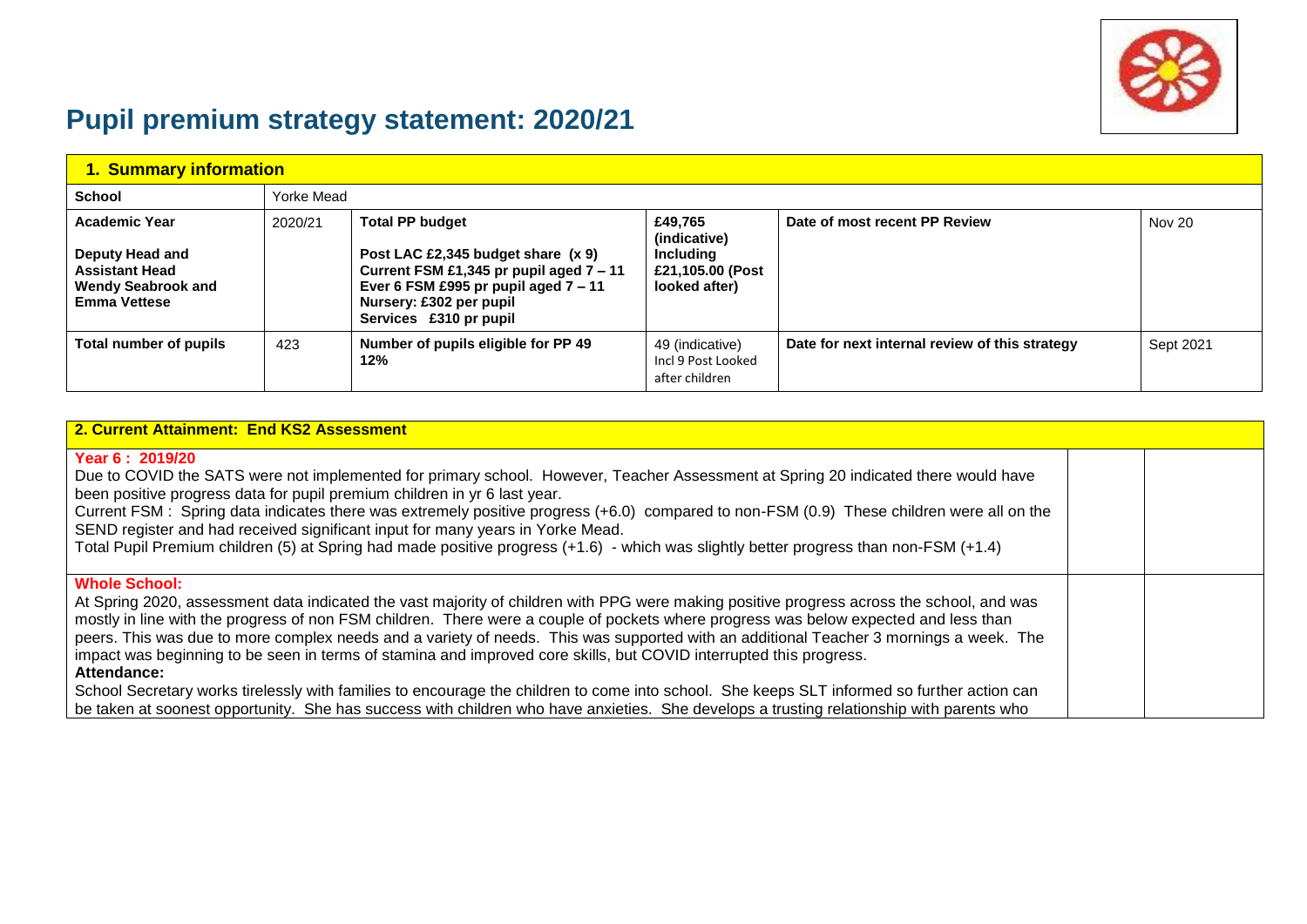# Pupil premium strategy statement: 2020/21

| 1. Summary information | | | | | |
|---|---|---|---|---|---|
| **School** | Yorke Mead | | | | |
| **Academic Year**<br><br>**Deputy Head and Assistant Head Wendy Seabrook and Emma Vettese** | 2020/21 | **Total PP budget**<br><br>**Post LAC £2,345 budget share (x 9)**<br>**Current FSM £1,345 pr pupil aged 7 – 11**<br>**Ever 6 FSM £995 pr pupil aged 7 – 11**<br>**Nursery: £302 per pupil**<br>**Services £310 pr pupil** | **£49,765 (indicative)**<br>**Including £21,105.00 (Post looked after)** | **Date of most recent PP Review** | Nov 20 |
| **Total number of pupils** | 423 | **Number of pupils eligible for PP 49**<br>**12%** | 49 (indicative)<br>Incl 9 Post Looked after children | **Date for next internal review of this strategy** | Sept 2021 |

| 2. Current Attainment: End KS2 Assessment | | |
|---|---|---|
| **Year 6 : 2019/20**<br>Due to COVID the SATS were not implemented for primary school. However, Teacher Assessment at Spring 20 indicated there would have been positive progress data for pupil premium children in yr 6 last year.<br>Current FSM : Spring data indicates there was extremely positive progress (+6.0) compared to non-FSM (0.9) These children were all on the SEND register and had received significant input for many years in Yorke Mead.<br>Total Pupil Premium children (5) at Spring had made positive progress (+1.6) - which was slightly better progress than non-FSM (+1.4) | | |
| **Whole School:**<br>At Spring 2020, assessment data indicated the vast majority of children with PPG were making positive progress across the school, and was mostly in line with the progress of non FSM children. There were a couple of pockets where progress was below expected and less than peers. This was due to more complex needs and a variety of needs. This was supported with an additional Teacher 3 mornings a week. The impact was beginning to be seen in terms of stamina and improved core skills, but COVID interrupted this progress.<br>**Attendance:**<br>School Secretary works tirelessly with families to encourage the children to come into school. She keeps SLT informed so further action can be taken at soonest opportunity. She has success with children who have anxieties. She develops a trusting relationship with parents who | | |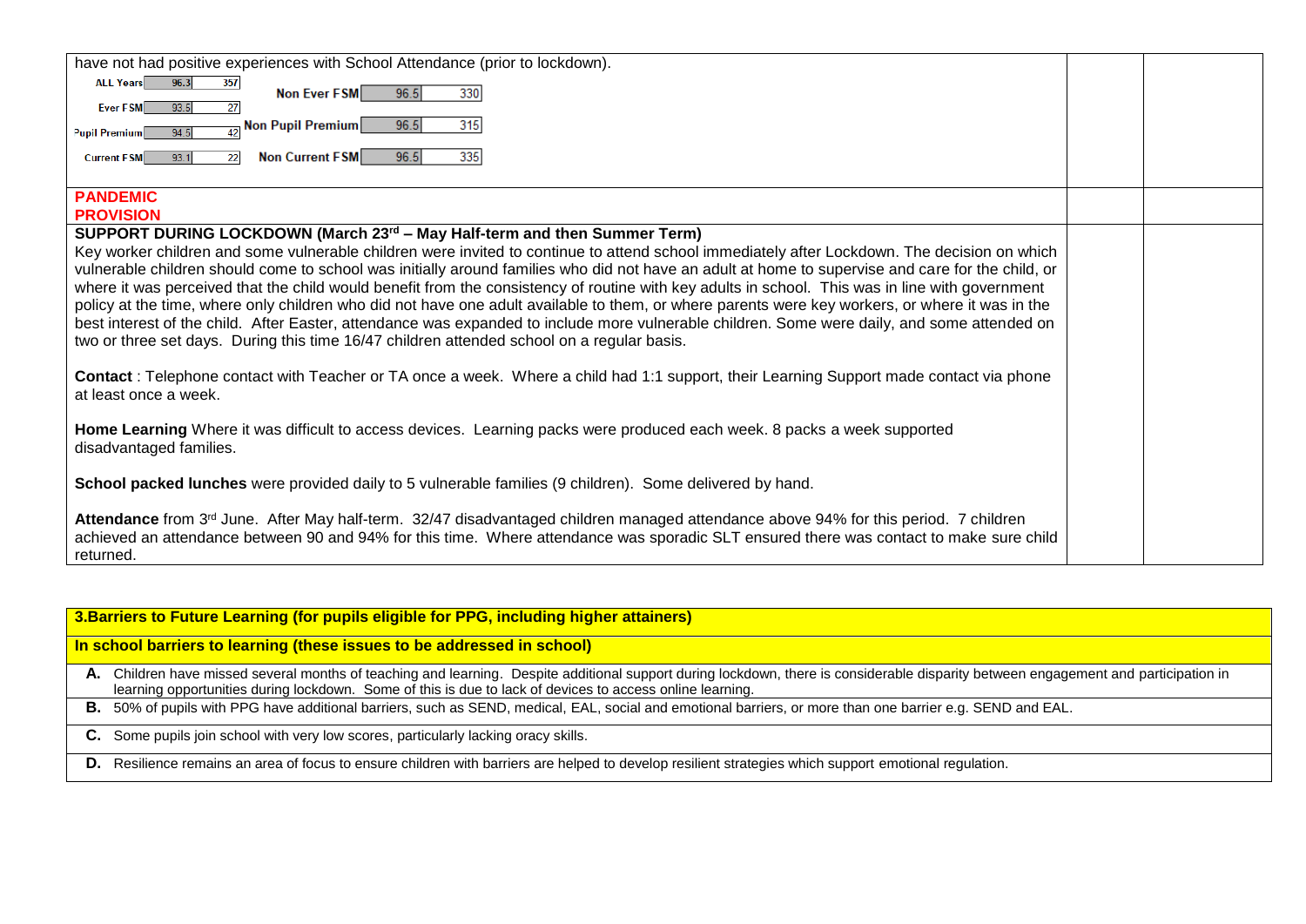have not had positive experiences with School Attendance (prior to lockdown).

| | | |
|---|---|---|
| ALL Years | 96.3 | 357 |
| Ever FSM | 93.5 | 27 |
| Pupil Premium | 94.5 | 42 |
| Current FSM | 93.1 | 22 |
| Non Ever FSM | 96.5 | 330 |
| Non Pupil Premium | 96.5 | 315 |
| Non Current FSM | 96.5 | 335 |

**PANDEMIC PROVISION**

**SUPPORT DURING LOCKDOWN (March 23rd – May Half-term and then Summer Term)**

Key worker children and some vulnerable children were invited to continue to attend school immediately after Lockdown. The decision on which vulnerable children should come to school was initially around families who did not have an adult at home to supervise and care for the child, or where it was perceived that the child would benefit from the consistency of routine with key adults in school. This was in line with government policy at the time, where only children who did not have one adult available to them, or where parents were key workers, or where it was in the best interest of the child. After Easter, attendance was expanded to include more vulnerable children. Some were daily, and some attended on two or three set days. During this time 16/47 children attended school on a regular basis.

**Contact** : Telephone contact with Teacher or TA once a week. Where a child had 1:1 support, their Learning Support made contact via phone at least once a week.

**Home Learning** Where it was difficult to access devices. Learning packs were produced each week. 8 packs a week supported disadvantaged families.

**School packed lunches** were provided daily to 5 vulnerable families (9 children). Some delivered by hand.

**Attendance** from 3rd June. After May half-term. 32/47 disadvantaged children managed attendance above 94% for this period. 7 children achieved an attendance between 90 and 94% for this time. Where attendance was sporadic SLT ensured there was contact to make sure child returned.

| **3.Barriers to Future Learning (for pupils eligible for PPG, including higher attainers)** |
|---|
| **In school barriers to learning (these issues to be addressed in school)** |
| **A.** Children have missed several months of teaching and learning. Despite additional support during lockdown, there is considerable disparity between engagement and participation in learning opportunities during lockdown. Some of this is due to lack of devices to access online learning. |
| **B.** 50% of pupils with PPG have additional barriers, such as SEND, medical, EAL, social and emotional barriers, or more than one barrier e.g. SEND and EAL. |
| **C.** Some pupils join school with very low scores, particularly lacking oracy skills. |
| **D.** Resilience remains an area of focus to ensure children with barriers are helped to develop resilient strategies which support emotional regulation. |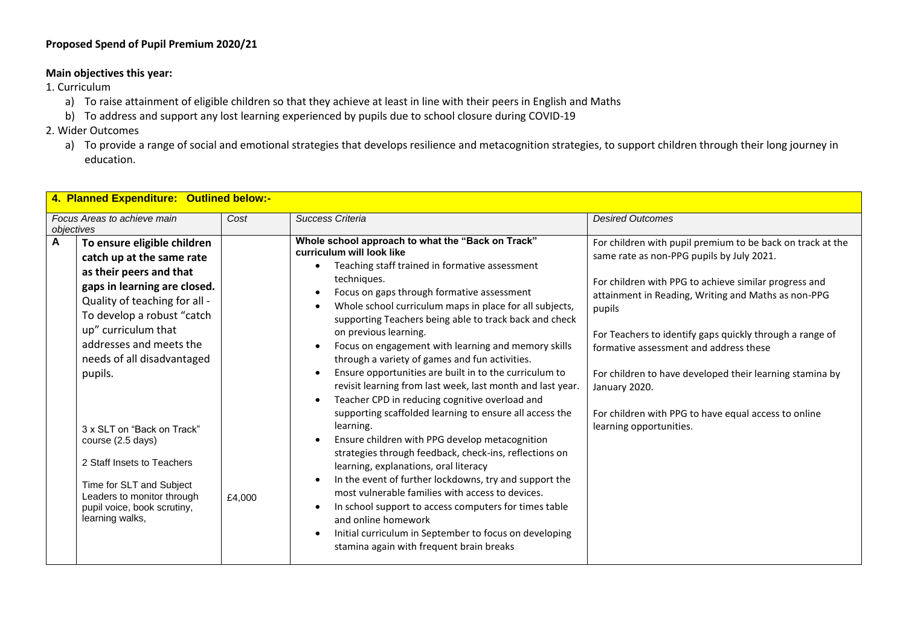**Proposed Spend of Pupil Premium 2020/21**

**Main objectives this year:**

1. Curriculum
   a) To raise attainment of eligible children so that they achieve at least in line with their peers in English and Maths
   b) To address and support any lost learning experienced by pupils due to school closure during COVID-19
2. Wider Outcomes
   a) To provide a range of social and emotional strategies that develops resilience and metacognition strategies, to support children through their long journey in education.

| **4. Planned Expenditure: Outlined below:-** | | | | |
|---|---|---|---|---|
| *Focus Areas to achieve main objectives* | | *Cost* | *Success Criteria* | *Desired Outcomes* |
| **A** | **To ensure eligible children catch up at the same rate as their peers and that gaps in learning are closed.** Quality of teaching for all - To develop a robust "catch up" curriculum that addresses and meets the needs of all disadvantaged pupils.<br><br>3 x SLT on "Back on Track" course (2.5 days)<br><br>2 Staff Insets to Teachers<br><br>Time for SLT and Subject Leaders to monitor through pupil voice, book scrutiny, learning walks, | £4,000 | **Whole school approach to what the "Back on Track" curriculum will look like**<br>• Teaching staff trained in formative assessment techniques.<br>• Focus on gaps through formative assessment<br>• Whole school curriculum maps in place for all subjects, supporting Teachers being able to track back and check on previous learning.<br>• Focus on engagement with learning and memory skills through a variety of games and fun activities.<br>• Ensure opportunities are built in to the curriculum to revisit learning from last week, last month and last year.<br>• Teacher CPD in reducing cognitive overload and supporting scaffolded learning to ensure all access the learning.<br>• Ensure children with PPG develop metacognition strategies through feedback, check-ins, reflections on learning, explanations, oral literacy<br>• In the event of further lockdowns, try and support the most vulnerable families with access to devices.<br>• In school support to access computers for times table and online homework<br>• Initial curriculum in September to focus on developing stamina again with frequent brain breaks | For children with pupil premium to be back on track at the same rate as non-PPG pupils by July 2021.<br><br>For children with PPG to achieve similar progress and attainment in Reading, Writing and Maths as non-PPG pupils<br><br>For Teachers to identify gaps quickly through a range of formative assessment and address these<br><br>For children to have developed their learning stamina by January 2020.<br><br>For children with PPG to have equal access to online learning opportunities. |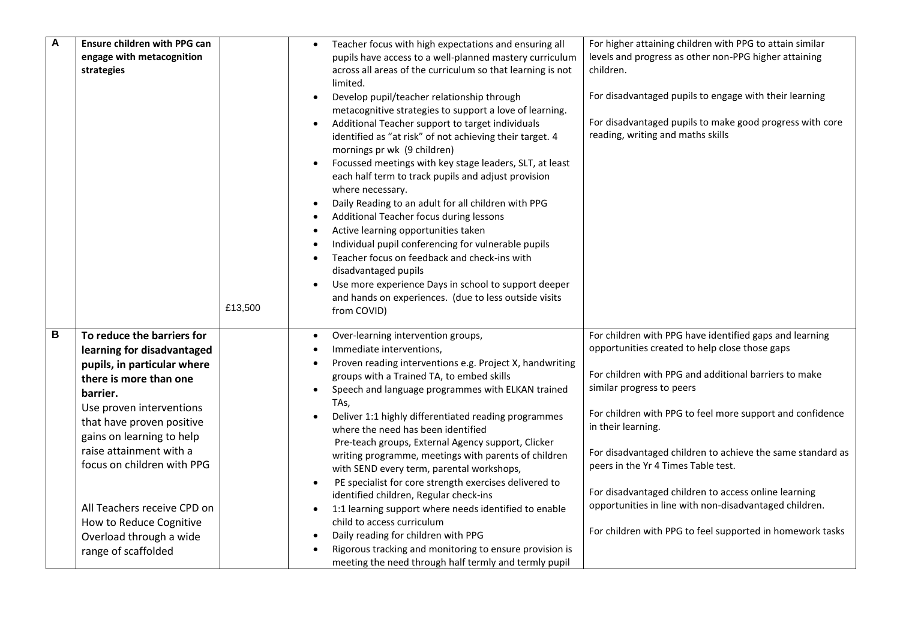| | | | | |
|---|---|---|---|---|
| **A** | **Ensure children with PPG can engage with metacognition strategies** | £13,500 | • Teacher focus with high expectations and ensuring all pupils have access to a well-planned mastery curriculum across all areas of the curriculum so that learning is not limited.<br>• Develop pupil/teacher relationship through metacognitive strategies to support a love of learning.<br>• Additional Teacher support to target individuals identified as "at risk" of not achieving their target. 4 mornings pr wk (9 children)<br>• Focussed meetings with key stage leaders, SLT, at least each half term to track pupils and adjust provision where necessary.<br>• Daily Reading to an adult for all children with PPG<br>• Additional Teacher focus during lessons<br>• Active learning opportunities taken<br>• Individual pupil conferencing for vulnerable pupils<br>• Teacher focus on feedback and check-ins with disadvantaged pupils<br>• Use more experience Days in school to support deeper and hands on experiences. (due to less outside visits from COVID) | For higher attaining children with PPG to attain similar levels and progress as other non-PPG higher attaining children.<br><br>For disadvantaged pupils to engage with their learning<br><br>For disadvantaged pupils to make good progress with core reading, writing and maths skills |
| **B** | **To reduce the barriers for learning for disadvantaged pupils, in particular where there is more than one barrier.**<br>Use proven interventions that have proven positive gains on learning to help raise attainment with a focus on children with PPG<br><br>All Teachers receive CPD on How to Reduce Cognitive Overload through a wide range of scaffolded | | • Over-learning intervention groups,<br>• Immediate interventions,<br>• Proven reading interventions e.g. Project X, handwriting groups with a Trained TA, to embed skills<br>• Speech and language programmes with ELKAN trained TAs,<br>• Deliver 1:1 highly differentiated reading programmes where the need has been identified<br>Pre-teach groups, External Agency support, Clicker writing programme, meetings with parents of children with SEND every term, parental workshops,<br>• PE specialist for core strength exercises delivered to identified children, Regular check-ins<br>• 1:1 learning support where needs identified to enable child to access curriculum<br>• Daily reading for children with PPG<br>• Rigorous tracking and monitoring to ensure provision is meeting the need through half termly and termly pupil | For children with PPG have identified gaps and learning opportunities created to help close those gaps<br><br>For children with PPG and additional barriers to make similar progress to peers<br><br>For children with PPG to feel more support and confidence in their learning.<br><br>For disadvantaged children to achieve the same standard as peers in the Yr 4 Times Table test.<br><br>For disadvantaged children to access online learning opportunities in line with non-disadvantaged children.<br><br>For children with PPG to feel supported in homework tasks |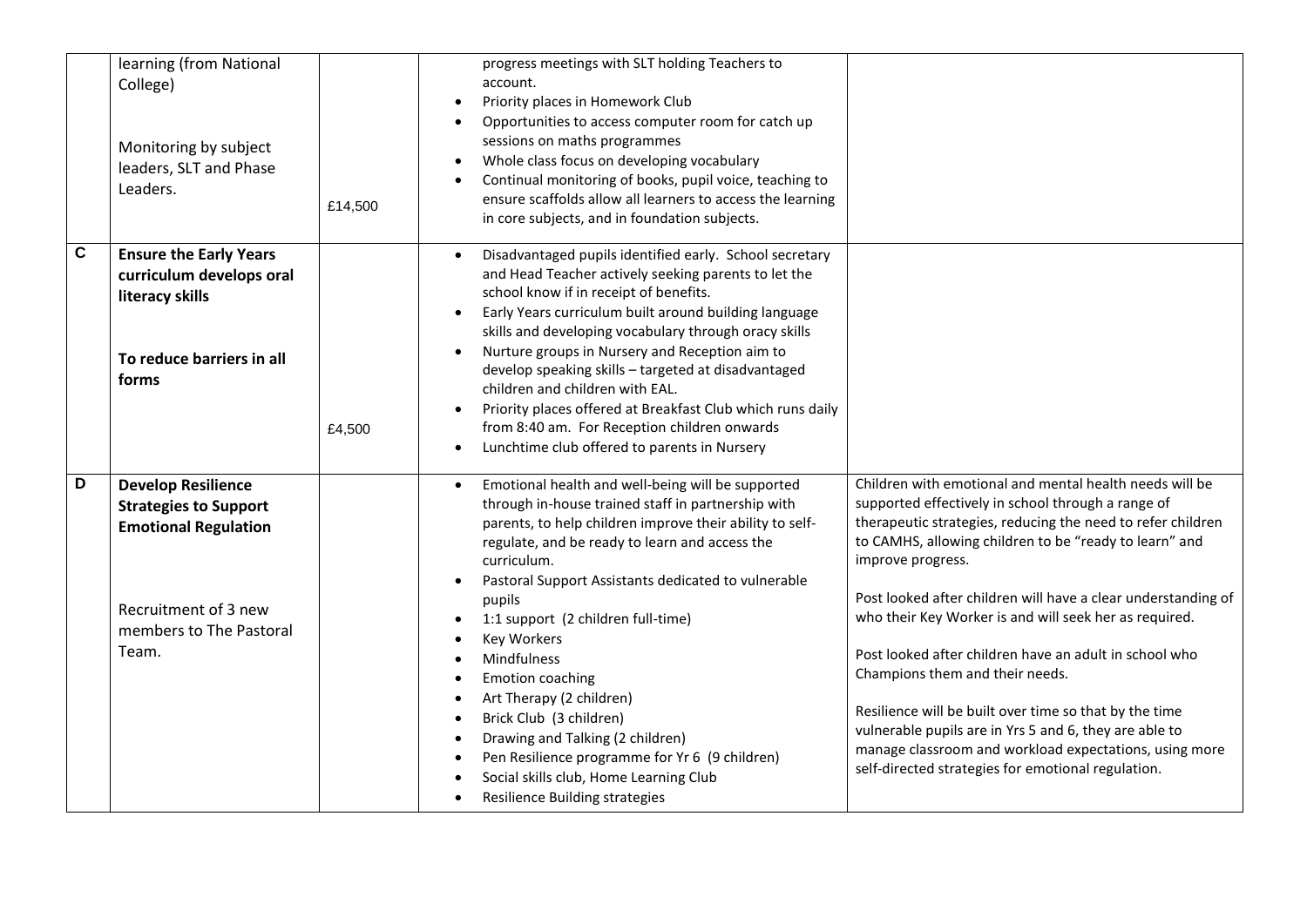| | | | | |
|---|---|---|---|---|
| | learning (from National College)<br><br>Monitoring by subject leaders, SLT and Phase Leaders. | £14,500 | progress meetings with SLT holding Teachers to account.<br>• Priority places in Homework Club<br>• Opportunities to access computer room for catch up sessions on maths programmes<br>• Whole class focus on developing vocabulary<br>• Continual monitoring of books, pupil voice, teaching to ensure scaffolds allow all learners to access the learning in core subjects, and in foundation subjects. | |
| **C** | **Ensure the Early Years curriculum develops oral literacy skills**<br><br>**To reduce barriers in all forms** | £4,500 | • Disadvantaged pupils identified early. School secretary and Head Teacher actively seeking parents to let the school know if in receipt of benefits.<br>• Early Years curriculum built around building language skills and developing vocabulary through oracy skills<br>• Nurture groups in Nursery and Reception aim to develop speaking skills – targeted at disadvantaged children and children with EAL.<br>• Priority places offered at Breakfast Club which runs daily from 8:40 am. For Reception children onwards<br>• Lunchtime club offered to parents in Nursery | |
| **D** | **Develop Resilience Strategies to Support Emotional Regulation**<br><br>Recruitment of 3 new members to The Pastoral Team. | | • Emotional health and well-being will be supported through in-house trained staff in partnership with parents, to help children improve their ability to self-regulate, and be ready to learn and access the curriculum.<br>• Pastoral Support Assistants dedicated to vulnerable pupils<br>• 1:1 support (2 children full-time)<br>• Key Workers<br>• Mindfulness<br>• Emotion coaching<br>• Art Therapy (2 children)<br>• Brick Club (3 children)<br>• Drawing and Talking (2 children)<br>• Pen Resilience programme for Yr 6 (9 children)<br>• Social skills club, Home Learning Club<br>• Resilience Building strategies | Children with emotional and mental health needs will be supported effectively in school through a range of therapeutic strategies, reducing the need to refer children to CAMHS, allowing children to be "ready to learn" and improve progress.<br><br>Post looked after children will have a clear understanding of who their Key Worker is and will seek her as required.<br><br>Post looked after children have an adult in school who Champions them and their needs.<br><br>Resilience will be built over time so that by the time vulnerable pupils are in Yrs 5 and 6, they are able to manage classroom and workload expectations, using more self-directed strategies for emotional regulation. |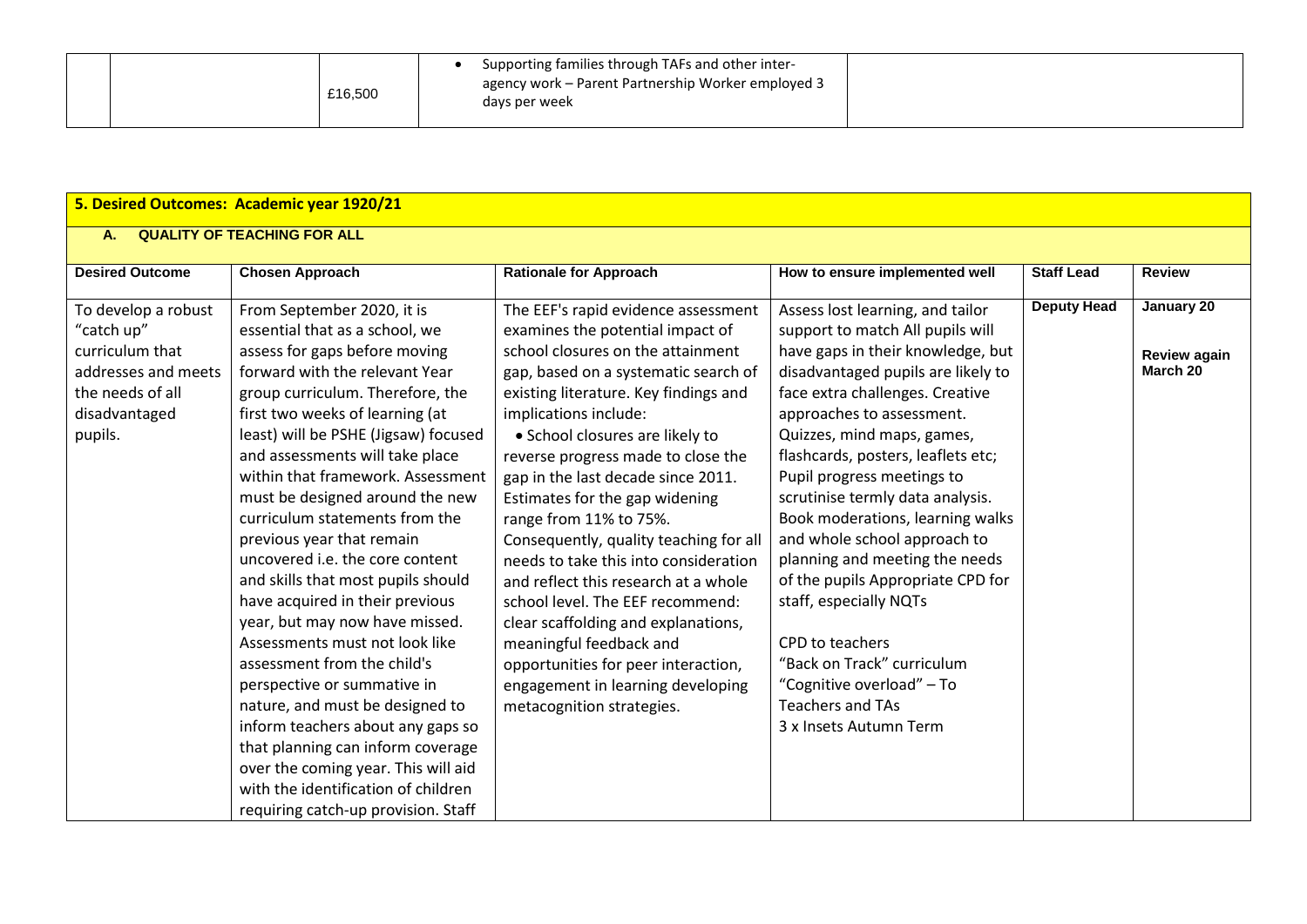| | | £16,500 | • Supporting families through TAFs and other inter-agency work – Parent Partnership Worker employed 3 days per week | |
|---|---|---|---|---|

## 5. Desired Outcomes: Academic year 1920/21

### A. QUALITY OF TEACHING FOR ALL

| Desired Outcome | Chosen Approach | Rationale for Approach | How to ensure implemented well | Staff Lead | Review |
|---|---|---|---|---|---|
| To develop a robust "catch up" curriculum that addresses and meets the needs of all disadvantaged pupils. | From September 2020, it is essential that as a school, we assess for gaps before moving forward with the relevant Year group curriculum. Therefore, the first two weeks of learning (at least) will be PSHE (Jigsaw) focused and assessments will take place within that framework. Assessment must be designed around the new curriculum statements from the previous year that remain uncovered i.e. the core content and skills that most pupils should have acquired in their previous year, but may now have missed. Assessments must not look like assessment from the child's perspective or summative in nature, and must be designed to inform teachers about any gaps so that planning can inform coverage over the coming year. This will aid with the identification of children requiring catch-up provision. Staff | The EEF's rapid evidence assessment examines the potential impact of school closures on the attainment gap, based on a systematic search of existing literature. Key findings and implications include:<br>• School closures are likely to reverse progress made to close the gap in the last decade since 2011. Estimates for the gap widening range from 11% to 75%.<br>Consequently, quality teaching for all needs to take this into consideration and reflect this research at a whole school level. The EEF recommend: clear scaffolding and explanations, meaningful feedback and opportunities for peer interaction, engagement in learning developing metacognition strategies. | Assess lost learning, and tailor support to match All pupils will have gaps in their knowledge, but disadvantaged pupils are likely to face extra challenges. Creative approaches to assessment. Quizzes, mind maps, games, flashcards, posters, leaflets etc; Pupil progress meetings to scrutinise termly data analysis. Book moderations, learning walks and whole school approach to planning and meeting the needs of the pupils Appropriate CPD for staff, especially NQTs<br><br>CPD to teachers<br>"Back on Track" curriculum<br>"Cognitive overload" – To Teachers and TAs<br>3 x Insets Autumn Term | **Deputy Head** | **January 20**<br><br>**Review again March 20** |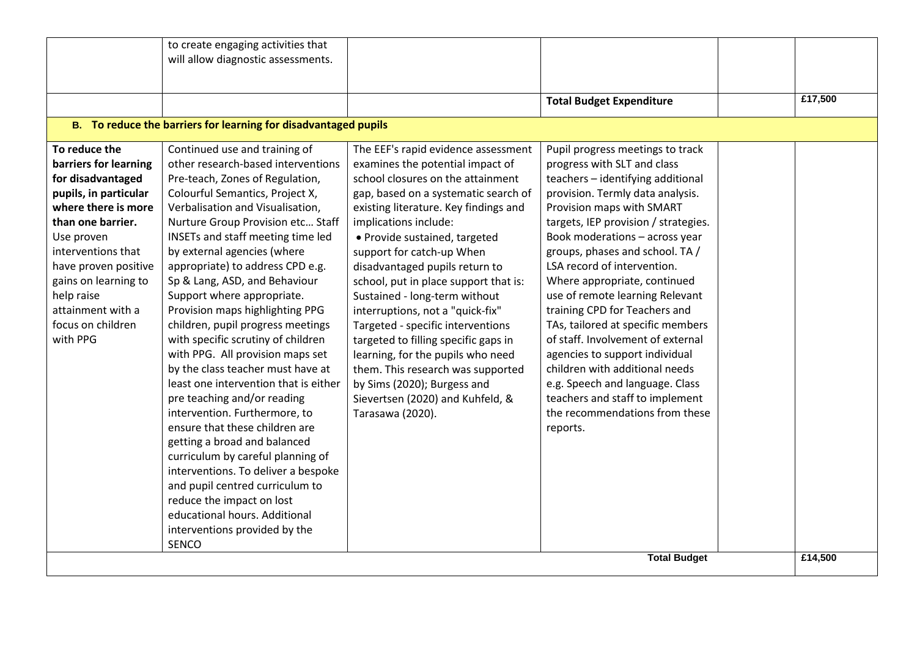|  |  |  |  |  |  |
|---|---|---|---|---|---|
|  | to create engaging activities that will allow diagnostic assessments. |  |  |  |  |
|  |  |  | **Total Budget Expenditure** |  | £17,500 |
| **B. To reduce the barriers for learning for disadvantaged pupils** |  |  |  |  |  |
| **To reduce the barriers for learning for disadvantaged pupils, in particular where there is more than one barrier.** Use proven interventions that have proven positive gains on learning to help raise attainment with a focus on children with PPG | Continued use and training of other research-based interventions Pre-teach, Zones of Regulation, Colourful Semantics, Project X, Verbalisation and Visualisation, Nurture Group Provision etc… Staff INSETs and staff meeting time led by external agencies (where appropriate) to address CPD e.g. Sp & Lang, ASD, and Behaviour Support where appropriate. Provision maps highlighting PPG children, pupil progress meetings with specific scrutiny of children with PPG. All provision maps set by the class teacher must have at least one intervention that is either pre teaching and/or reading intervention. Furthermore, to ensure that these children are getting a broad and balanced curriculum by careful planning of interventions. To deliver a bespoke and pupil centred curriculum to reduce the impact on lost educational hours. Additional interventions provided by the SENCO | The EEF's rapid evidence assessment examines the potential impact of school closures on the attainment gap, based on a systematic search of existing literature. Key findings and implications include: • Provide sustained, targeted support for catch-up When disadvantaged pupils return to school, put in place support that is: Sustained - long-term without interruptions, not a "quick-fix" Targeted - specific interventions targeted to filling specific gaps in learning, for the pupils who need them. This research was supported by Sims (2020); Burgess and Sievertsen (2020) and Kuhfeld, & Tarasawa (2020). | Pupil progress meetings to track progress with SLT and class teachers – identifying additional provision. Termly data analysis. Provision maps with SMART targets, IEP provision / strategies. Book moderations – across year groups, phases and school. TA / LSA record of intervention. Where appropriate, continued use of remote learning Relevant training CPD for Teachers and TAs, tailored at specific members of staff. Involvement of external agencies to support individual children with additional needs e.g. Speech and language. Class teachers and staff to implement the recommendations from these reports. |  |  |
|  |  |  | **Total Budget** |  | £14,500 |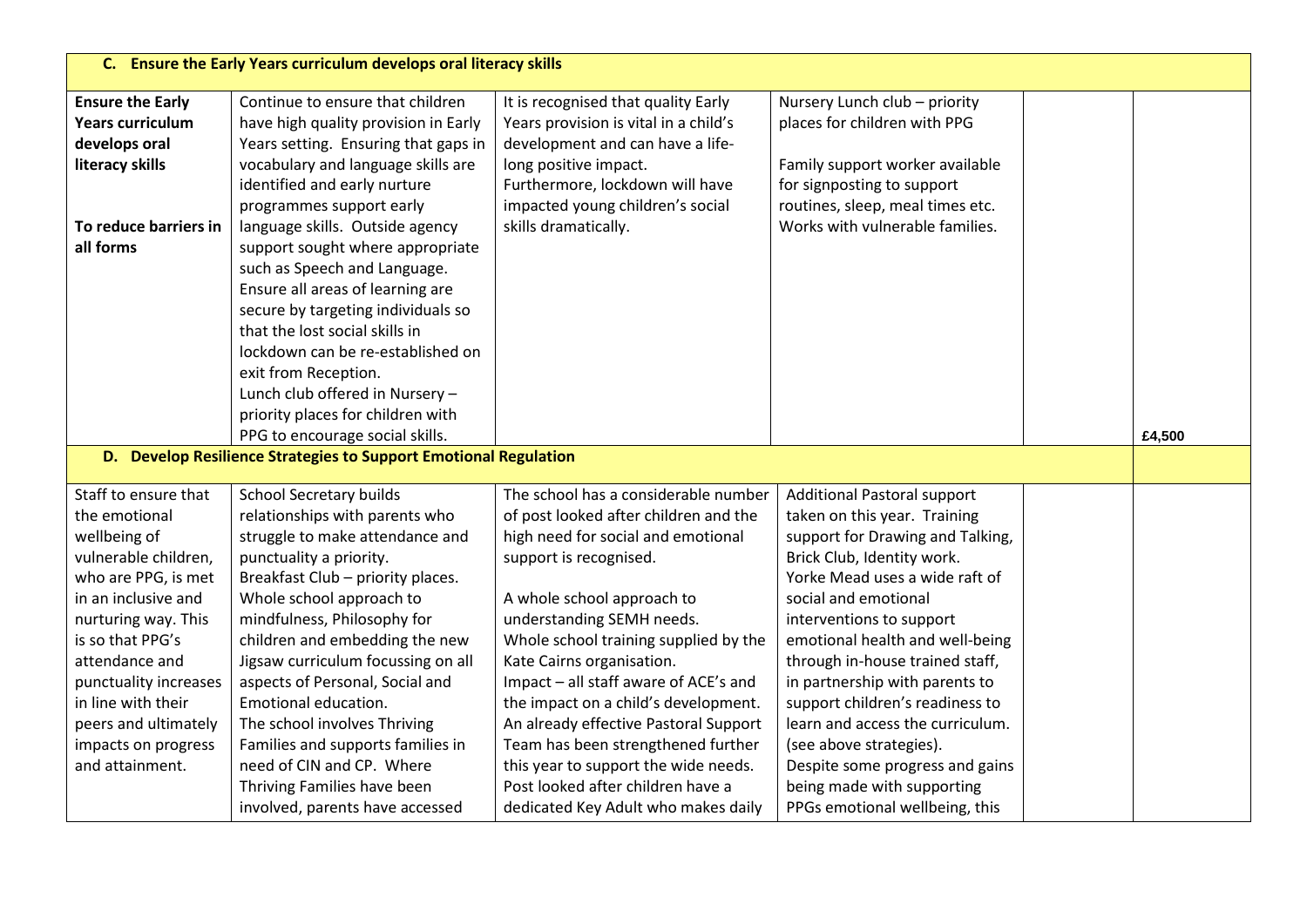| | | | | | |
|---|---|---|---|---|---|
| **C. Ensure the Early Years curriculum develops oral literacy skills** | | | | | |
| **Ensure the Early Years curriculum develops oral literacy skills**<br><br>**To reduce barriers in all forms** | Continue to ensure that children have high quality provision in Early Years setting. Ensuring that gaps in vocabulary and language skills are identified and early nurture programmes support early language skills. Outside agency support sought where appropriate such as Speech and Language. Ensure all areas of learning are secure by targeting individuals so that the lost social skills in lockdown can be re-established on exit from Reception. Lunch club offered in Nursery – priority places for children with PPG to encourage social skills. | It is recognised that quality Early Years provision is vital in a child's development and can have a life-long positive impact. Furthermore, lockdown will have impacted young children's social skills dramatically. | Nursery Lunch club – priority places for children with PPG<br><br>Family support worker available for signposting to support routines, sleep, meal times etc. Works with vulnerable families. | | **£4,500** |
| **D. Develop Resilience Strategies to Support Emotional Regulation** | | | | | |
| Staff to ensure that the emotional wellbeing of vulnerable children, who are PPG, is met in an inclusive and nurturing way. This is so that PPG's attendance and punctuality increases in line with their peers and ultimately impacts on progress and attainment. | School Secretary builds relationships with parents who struggle to make attendance and punctuality a priority.<br>Breakfast Club – priority places.<br>Whole school approach to mindfulness, Philosophy for children and embedding the new Jigsaw curriculum focussing on all aspects of Personal, Social and Emotional education.<br>The school involves Thriving Families and supports families in need of CIN and CP. Where Thriving Families have been involved, parents have accessed | The school has a considerable number of post looked after children and the high need for social and emotional support is recognised.<br><br>A whole school approach to understanding SEMH needs.<br>Whole school training supplied by the Kate Cairns organisation.<br>Impact – all staff aware of ACE's and the impact on a child's development.<br>An already effective Pastoral Support Team has been strengthened further this year to support the wide needs.<br>Post looked after children have a dedicated Key Adult who makes daily | Additional Pastoral support taken on this year. Training support for Drawing and Talking, Brick Club, Identity work.<br>Yorke Mead uses a wide raft of social and emotional interventions to support emotional health and well-being through in-house trained staff, in partnership with parents to support children's readiness to learn and access the curriculum. (see above strategies).<br>Despite some progress and gains being made with supporting PPGs emotional wellbeing, this | | |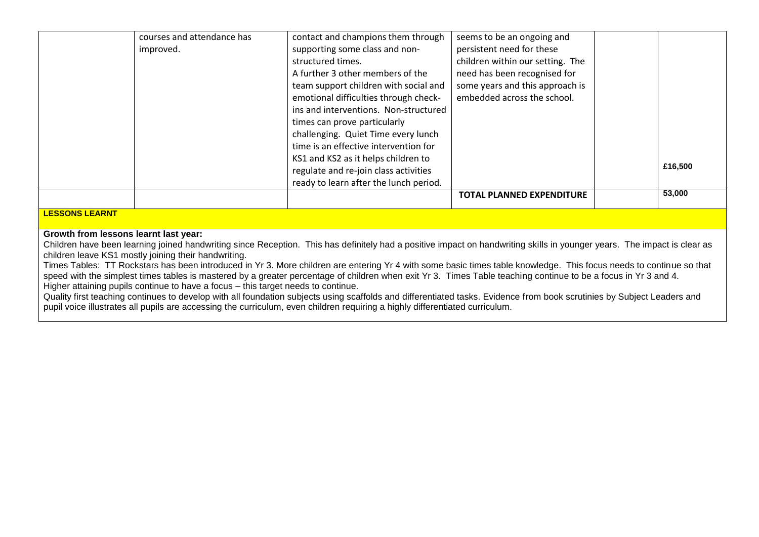| | | | | | |
|---|---|---|---|---|---|
| | courses and attendance has improved. | contact and champions them through supporting some class and non-structured times. A further 3 other members of the team support children with social and emotional difficulties through check-ins and interventions. Non-structured times can prove particularly challenging. Quiet Time every lunch time is an effective intervention for KS1 and KS2 as it helps children to regulate and re-join class activities ready to learn after the lunch period. | seems to be an ongoing and persistent need for these children within our setting. The need has been recognised for some years and this approach is embedded across the school. | | **£16,500** |
| | | | **TOTAL PLANNED EXPENDITURE** | | **53,000** |

## LESSONS LEARNT

**Growth from lessons learnt last year:**

Children have been learning joined handwriting since Reception. This has definitely had a positive impact on handwriting skills in younger years. The impact is clear as children leave KS1 mostly joining their handwriting.

Times Tables: TT Rockstars has been introduced in Yr 3. More children are entering Yr 4 with some basic times table knowledge. This focus needs to continue so that speed with the simplest times tables is mastered by a greater percentage of children when exit Yr 3. Times Table teaching continue to be a focus in Yr 3 and 4.

Higher attaining pupils continue to have a focus – this target needs to continue.

Quality first teaching continues to develop with all foundation subjects using scaffolds and differentiated tasks. Evidence from book scrutinies by Subject Leaders and pupil voice illustrates all pupils are accessing the curriculum, even children requiring a highly differentiated curriculum.